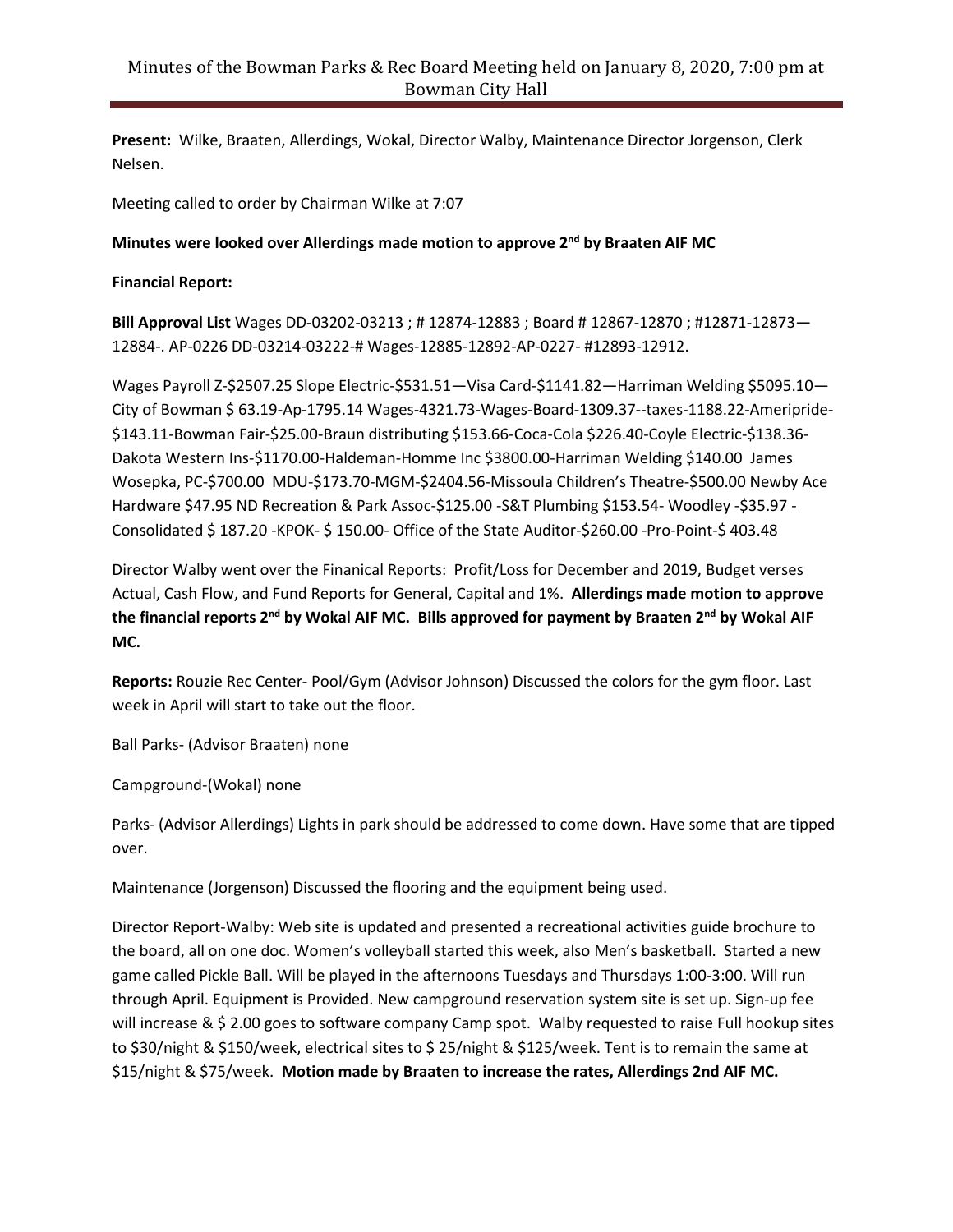# Minutes of the Bowman Parks & Rec Board Meeting held on January 8, 2020, 7:00 pm at Bowman City Hall

**Present:** Wilke, Braaten, Allerdings, Wokal, Director Walby, Maintenance Director Jorgenson, Clerk Nelsen.

Meeting called to order by Chairman Wilke at 7:07

**Minutes were looked over Allerdings made motion to approve 2nd by Braaten AIF MC**

**Financial Report:**

**Bill Approval List** Wages DD-03202-03213 ; # 12874-12883 ; Board # 12867-12870 ; #12871-12873—12884-. AP-0226 DD-03214-03222-# Wages-12885-12892-AP-0227- #12893-12912.

Wages Payroll Z-$2507.25 Slope Electric-$531.51—Visa Card-$1141.82—Harriman Welding $5095.10—City of Bowman $ 63.19-Ap-1795.14 Wages-4321.73-Wages-Board-1309.37--taxes-1188.22-Ameripride-$143.11-Bowman Fair-$25.00-Braun distributing $153.66-Coca-Cola $226.40-Coyle Electric-$138.36-Dakota Western Ins-$1170.00-Haldeman-Homme Inc $3800.00-Harriman Welding $140.00 James Wosepka, PC-$700.00 MDU-$173.70-MGM-$2404.56-Missoula Children's Theatre-$500.00 Newby Ace Hardware $47.95 ND Recreation & Park Assoc-$125.00 -S&T Plumbing $153.54- Woodley -$35.97 -Consolidated $ 187.20 -KPOK- $ 150.00- Office of the State Auditor-$260.00 -Pro-Point-$ 403.48

Director Walby went over the Finanical Reports: Profit/Loss for December and 2019, Budget verses Actual, Cash Flow, and Fund Reports for General, Capital and 1%. **Allerdings made motion to approve the financial reports 2nd by Wokal AIF MC. Bills approved for payment by Braaten 2nd by Wokal AIF MC.**

**Reports:** Rouzie Rec Center- Pool/Gym (Advisor Johnson) Discussed the colors for the gym floor. Last week in April will start to take out the floor.

Ball Parks- (Advisor Braaten) none

Campground-(Wokal) none

Parks- (Advisor Allerdings) Lights in park should be addressed to come down. Have some that are tipped over.

Maintenance (Jorgenson) Discussed the flooring and the equipment being used.

Director Report-Walby: Web site is updated and presented a recreational activities guide brochure to the board, all on one doc. Women's volleyball started this week, also Men's basketball. Started a new game called Pickle Ball. Will be played in the afternoons Tuesdays and Thursdays 1:00-3:00. Will run through April. Equipment is Provided. New campground reservation system site is set up. Sign-up fee will increase & $ 2.00 goes to software company Camp spot. Walby requested to raise Full hookup sites to $30/night & $150/week, electrical sites to $ 25/night & $125/week. Tent is to remain the same at $15/night & $75/week. **Motion made by Braaten to increase the rates, Allerdings 2nd AIF MC.**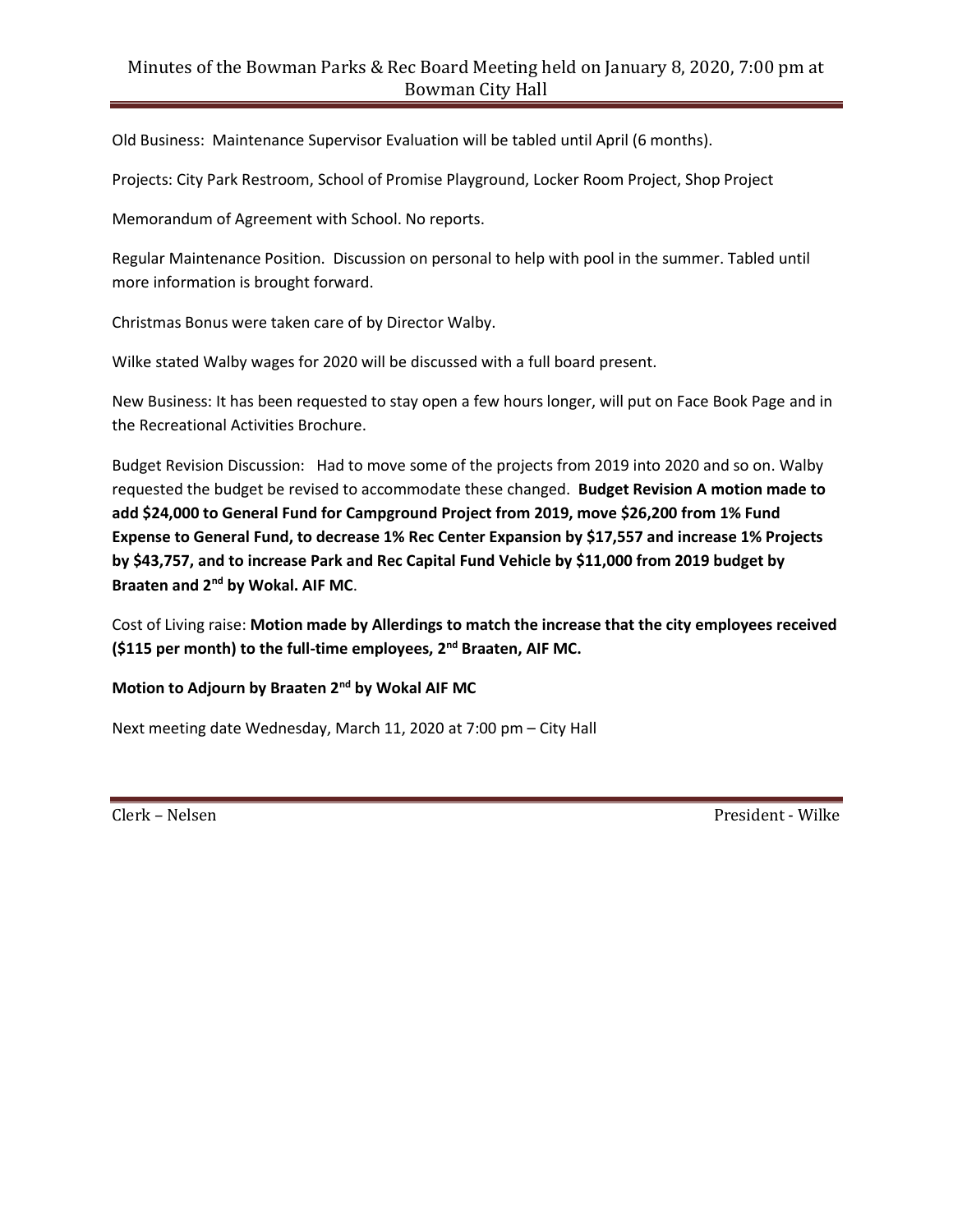Old Business: Maintenance Supervisor Evaluation will be tabled until April (6 months).

Projects: City Park Restroom, School of Promise Playground, Locker Room Project, Shop Project

Memorandum of Agreement with School. No reports.

Regular Maintenance Position. Discussion on personal to help with pool in the summer. Tabled until more information is brought forward.

Christmas Bonus were taken care of by Director Walby.

Wilke stated Walby wages for 2020 will be discussed with a full board present.

New Business: It has been requested to stay open a few hours longer, will put on Face Book Page and in the Recreational Activities Brochure.

Budget Revision Discussion: Had to move some of the projects from 2019 into 2020 and so on. Walby requested the budget be revised to accommodate these changed. **Budget Revision A motion made to add $24,000 to General Fund for Campground Project from 2019, move $26,200 from 1% Fund Expense to General Fund, to decrease 1% Rec Center Expansion by $17,557 and increase 1% Projects by $43,757, and to increase Park and Rec Capital Fund Vehicle by $11,000 from 2019 budget by Braaten and 2nd by Wokal. AIF MC**.

Cost of Living raise: **Motion made by Allerdings to match the increase that the city employees received ($115 per month) to the full-time employees, 2nd Braaten, AIF MC.**

**Motion to Adjourn by Braaten 2nd by Wokal AIF MC**

Next meeting date Wednesday, March 11, 2020 at 7:00 pm – City Hall

Clerk – Nelsen

President - Wilke